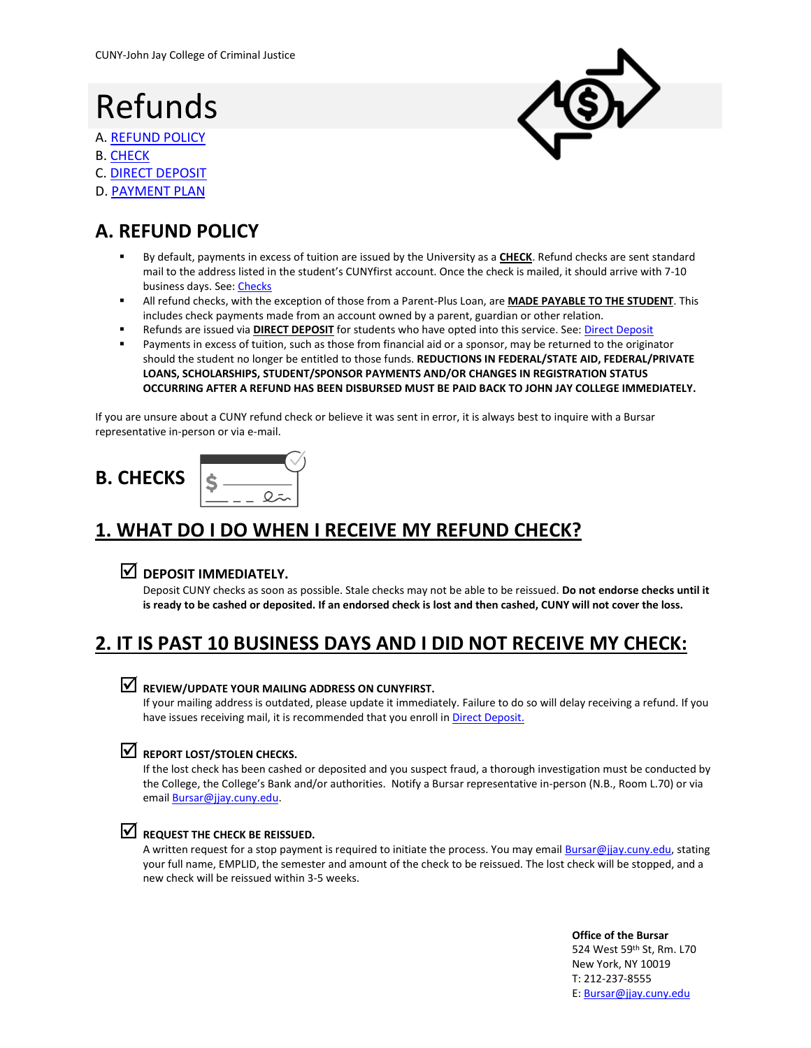CUNY-John Jay College of Criminal Justice

# Refunds

A. [REFUND POLICY]
B. [CHECK]
C. [DIRECT DEPOSIT]
D. [PAYMENT PLAN]

## A. REFUND POLICY

- By default, payments in excess of tuition are issued by the University as a **CHECK**. Refund checks are sent standard mail to the address listed in the student's CUNYfirst account. Once the check is mailed, it should arrive with 7-10 business days. See: Checks
- All refund checks, with the exception of those from a Parent-Plus Loan, are **MADE PAYABLE TO THE STUDENT**. This includes check payments made from an account owned by a parent, guardian or other relation.
- Refunds are issued via **DIRECT DEPOSIT** for students who have opted into this service. See: Direct Deposit
- Payments in excess of tuition, such as those from financial aid or a sponsor, may be returned to the originator should the student no longer be entitled to those funds. **REDUCTIONS IN FEDERAL/STATE AID, FEDERAL/PRIVATE LOANS, SCHOLARSHIPS, STUDENT/SPONSOR PAYMENTS AND/OR CHANGES IN REGISTRATION STATUS OCCURRING AFTER A REFUND HAS BEEN DISBURSED MUST BE PAID BACK TO JOHN JAY COLLEGE IMMEDIATELY.**

If you are unsure about a CUNY refund check or believe it was sent in error, it is always best to inquire with a Bursar representative in-person or via e-mail.

## B. CHECKS

### 1. WHAT DO I DO WHEN I RECEIVE MY REFUND CHECK?

☑ **DEPOSIT IMMEDIATELY.**

Deposit CUNY checks as soon as possible. Stale checks may not be able to be reissued. **Do not endorse checks until it is ready to be cashed or deposited. If an endorsed check is lost and then cashed, CUNY will not cover the loss.**

### 2. IT IS PAST 10 BUSINESS DAYS AND I DID NOT RECEIVE MY CHECK:

☑ **REVIEW/UPDATE YOUR MAILING ADDRESS ON CUNYFIRST.**

If your mailing address is outdated, please update it immediately. Failure to do so will delay receiving a refund. If you have issues receiving mail, it is recommended that you enroll in Direct Deposit.

☑ **REPORT LOST/STOLEN CHECKS.**

If the lost check has been cashed or deposited and you suspect fraud, a thorough investigation must be conducted by the College, the College's Bank and/or authorities. Notify a Bursar representative in-person (N.B., Room L.70) or via email Bursar@jjay.cuny.edu.

☑ **REQUEST THE CHECK BE REISSUED.**

A written request for a stop payment is required to initiate the process. You may email Bursar@jjay.cuny.edu, stating your full name, EMPLID, the semester and amount of the check to be reissued. The lost check will be stopped, and a new check will be reissued within 3-5 weeks.

**Office of the Bursar**
524 West 59th St, Rm. L70
New York, NY 10019
T: 212-237-8555
E: Bursar@jjay.cuny.edu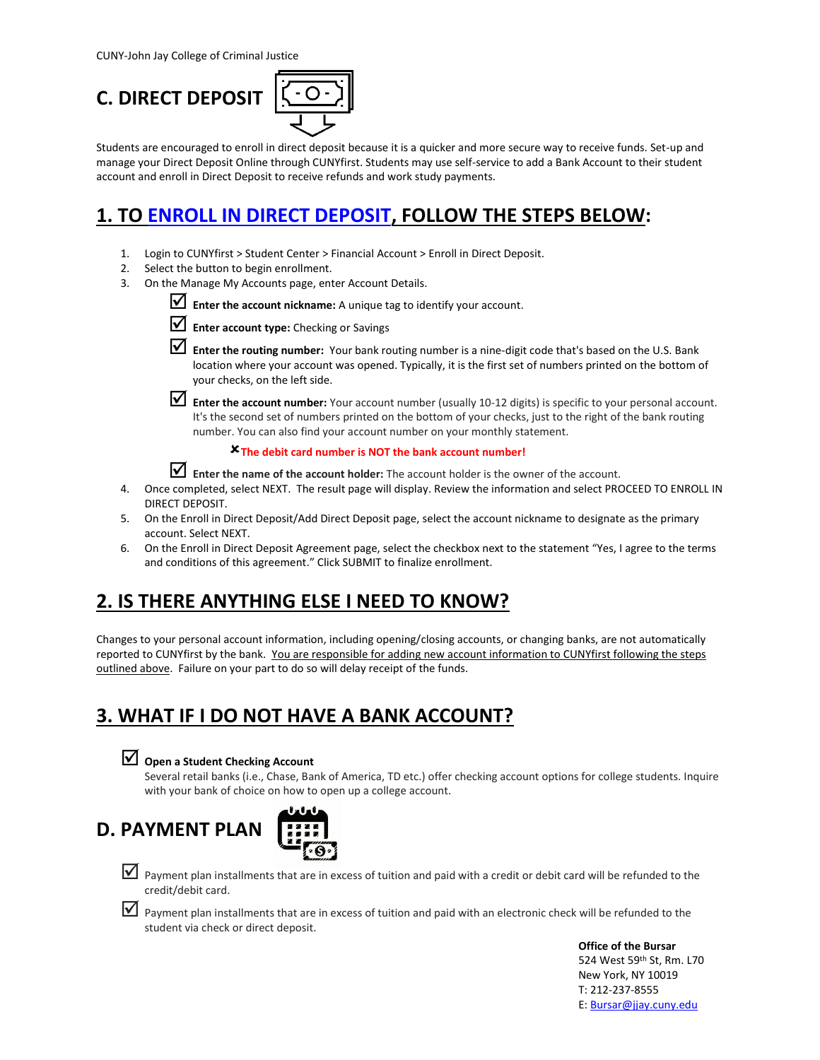CUNY-John Jay College of Criminal Justice

# C. DIRECT DEPOSIT

Students are encouraged to enroll in direct deposit because it is a quicker and more secure way to receive funds. Set-up and manage your Direct Deposit Online through CUNYfirst. Students may use self-service to add a Bank Account to their student account and enroll in Direct Deposit to receive refunds and work study payments.

## 1. TO ENROLL IN DIRECT DEPOSIT, FOLLOW THE STEPS BELOW:

1. Login to CUNYfirst > Student Center > Financial Account > Enroll in Direct Deposit.
2. Select the button to begin enrollment.
3. On the Manage My Accounts page, enter Account Details.
   - ☑ **Enter the account nickname:** A unique tag to identify your account.
   - ☑ **Enter account type:** Checking or Savings
   - ☑ **Enter the routing number:** Your bank routing number is a nine-digit code that's based on the U.S. Bank location where your account was opened. Typically, it is the first set of numbers printed on the bottom of your checks, on the left side.
   - ☑ **Enter the account number:** Your account number (usually 10-12 digits) is specific to your personal account. It's the second set of numbers printed on the bottom of your checks, just to the right of the bank routing number. You can also find your account number on your monthly statement.
     - ✘ **The debit card number is NOT the bank account number!**
   - ☑ **Enter the name of the account holder:** The account holder is the owner of the account.
4. Once completed, select NEXT. The result page will display. Review the information and select PROCEED TO ENROLL IN DIRECT DEPOSIT.
5. On the Enroll in Direct Deposit/Add Direct Deposit page, select the account nickname to designate as the primary account. Select NEXT.
6. On the Enroll in Direct Deposit Agreement page, select the checkbox next to the statement "Yes, I agree to the terms and conditions of this agreement." Click SUBMIT to finalize enrollment.

## 2. IS THERE ANYTHING ELSE I NEED TO KNOW?

Changes to your personal account information, including opening/closing accounts, or changing banks, are not automatically reported to CUNYfirst by the bank. You are responsible for adding new account information to CUNYfirst following the steps outlined above. Failure on your part to do so will delay receipt of the funds.

## 3. WHAT IF I DO NOT HAVE A BANK ACCOUNT?

☑ **Open a Student Checking Account**
Several retail banks (i.e., Chase, Bank of America, TD etc.) offer checking account options for college students. Inquire with your bank of choice on how to open up a college account.

# D. PAYMENT PLAN

☑ Payment plan installments that are in excess of tuition and paid with a credit or debit card will be refunded to the credit/debit card.

☑ Payment plan installments that are in excess of tuition and paid with an electronic check will be refunded to the student via check or direct deposit.

**Office of the Bursar**
524 West 59th St, Rm. L70
New York, NY 10019
T: 212-237-8555
E: Bursar@jjay.cuny.edu